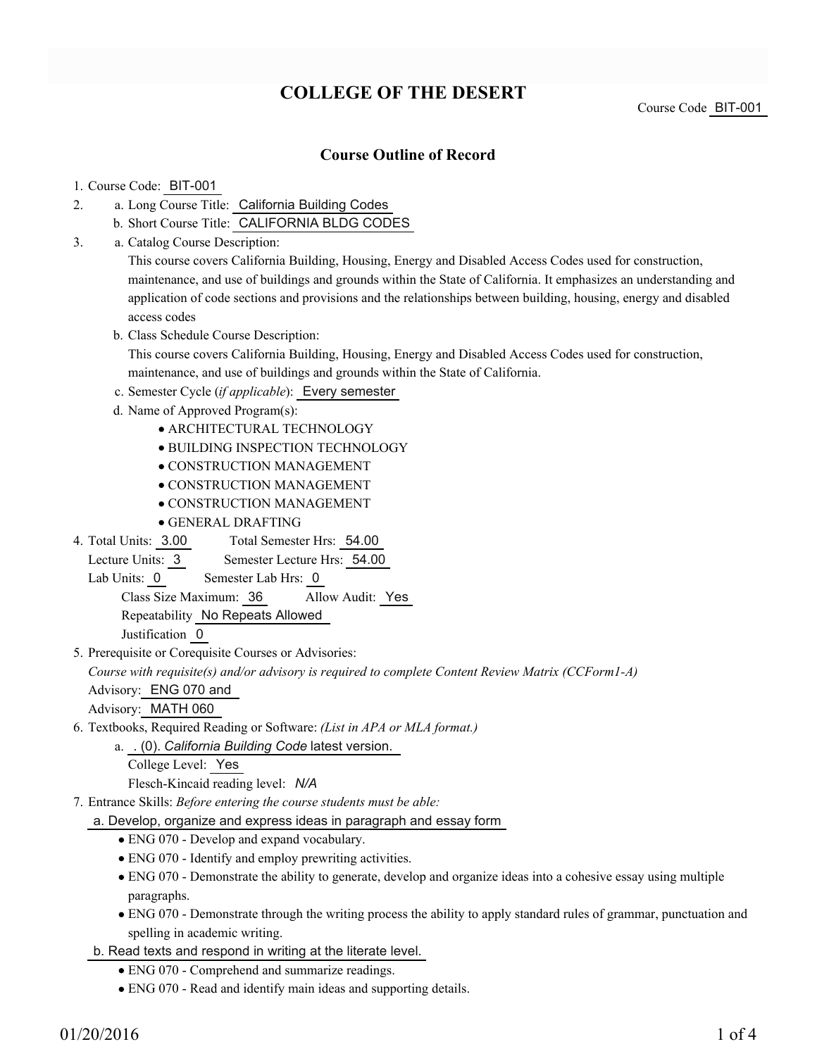# COLLEGE OF THE DESERT

Course Code BIT-001

## Course Outline of Record

1. Course Code: BIT-001
2. a. Long Course Title: California Building Codes
   b. Short Course Title: CALIFORNIA BLDG CODES
3. a. Catalog Course Description:
   This course covers California Building, Housing, Energy and Disabled Access Codes used for construction, maintenance, and use of buildings and grounds within the State of California. It emphasizes an understanding and application of code sections and provisions and the relationships between building, housing, energy and disabled access codes
   b. Class Schedule Course Description:
   This course covers California Building, Housing, Energy and Disabled Access Codes used for construction, maintenance, and use of buildings and grounds within the State of California.
   c. Semester Cycle (*if applicable*): Every semester
   d. Name of Approved Program(s):
      - ARCHITECTURAL TECHNOLOGY
      - BUILDING INSPECTION TECHNOLOGY
      - CONSTRUCTION MANAGEMENT
      - CONSTRUCTION MANAGEMENT
      - CONSTRUCTION MANAGEMENT
      - GENERAL DRAFTING
4. Total Units: 3.00 Total Semester Hrs: 54.00
   Lecture Units: 3 Semester Lecture Hrs: 54.00
   Lab Units: 0 Semester Lab Hrs: 0
   Class Size Maximum: 36 Allow Audit: Yes
   Repeatability No Repeats Allowed
   Justification 0
5. Prerequisite or Corequisite Courses or Advisories:
   *Course with requisite(s) and/or advisory is required to complete Content Review Matrix (CCForm1-A)*
   Advisory: ENG 070 and
   Advisory: MATH 060
6. Textbooks, Required Reading or Software: *(List in APA or MLA format.)*
   a. . (0). *California Building Code* latest version.
      College Level: Yes
      Flesch-Kincaid reading level: *N/A*
7. Entrance Skills: *Before entering the course students must be able:*
   a. Develop, organize and express ideas in paragraph and essay form
      - ENG 070 - Develop and expand vocabulary.
      - ENG 070 - Identify and employ prewriting activities.
      - ENG 070 - Demonstrate the ability to generate, develop and organize ideas into a cohesive essay using multiple paragraphs.
      - ENG 070 - Demonstrate through the writing process the ability to apply standard rules of grammar, punctuation and spelling in academic writing.
   b. Read texts and respond in writing at the literate level.
      - ENG 070 - Comprehend and summarize readings.
      - ENG 070 - Read and identify main ideas and supporting details.

01/20/2016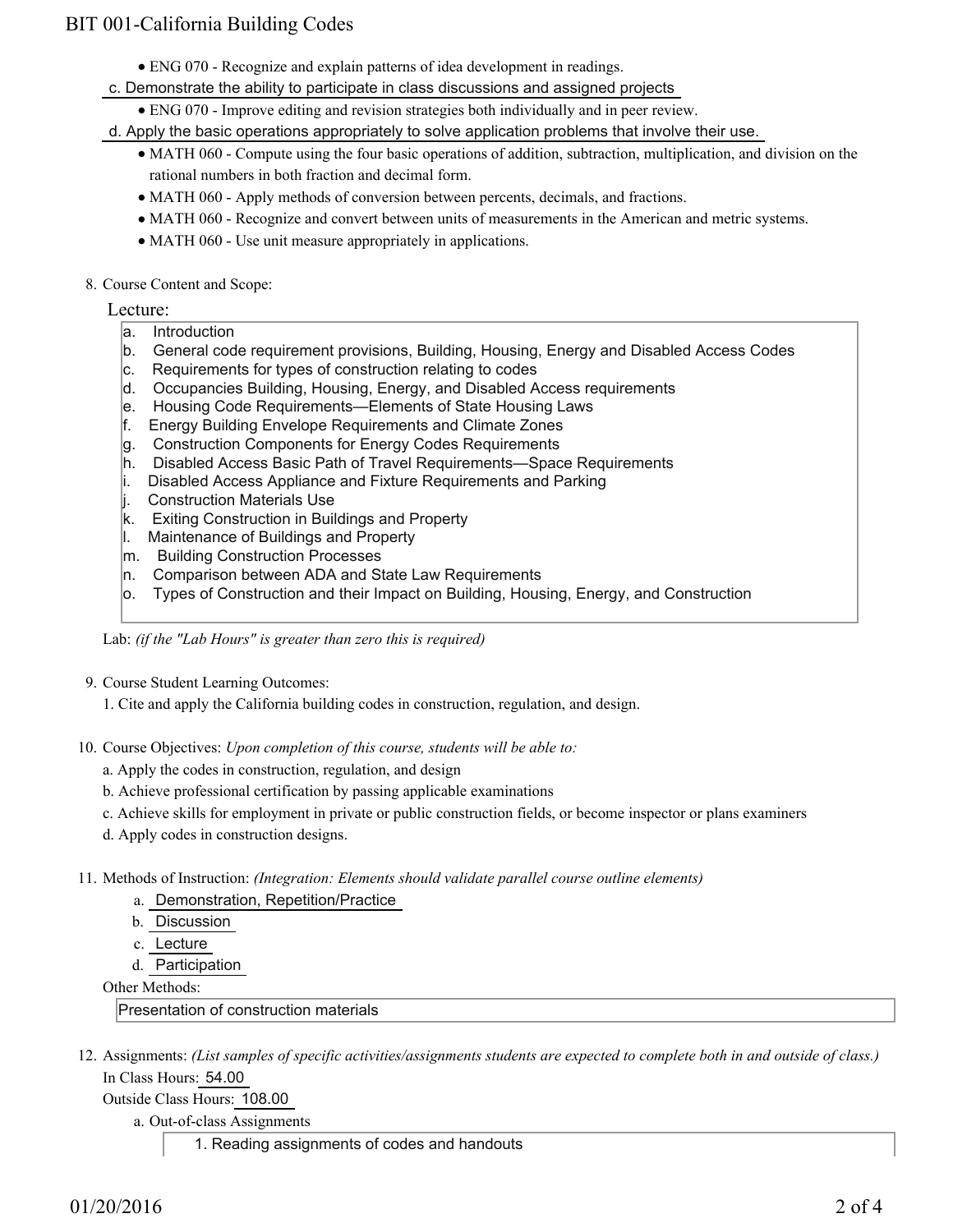- ENG 070 - Recognize and explain patterns of idea development in readings.

c. Demonstrate the ability to participate in class discussions and assigned projects

- ENG 070 - Improve editing and revision strategies both individually and in peer review.

d. Apply the basic operations appropriately to solve application problems that involve their use.

- MATH 060 - Compute using the four basic operations of addition, subtraction, multiplication, and division on the rational numbers in both fraction and decimal form.
- MATH 060 - Apply methods of conversion between percents, decimals, and fractions.
- MATH 060 - Recognize and convert between units of measurements in the American and metric systems.
- MATH 060 - Use unit measure appropriately in applications.

8. Course Content and Scope:

Lecture:

a. Introduction
b. General code requirement provisions, Building, Housing, Energy and Disabled Access Codes
c. Requirements for types of construction relating to codes
d. Occupancies Building, Housing, Energy, and Disabled Access requirements
e. Housing Code Requirements—Elements of State Housing Laws
f. Energy Building Envelope Requirements and Climate Zones
g. Construction Components for Energy Codes Requirements
h. Disabled Access Basic Path of Travel Requirements—Space Requirements
i. Disabled Access Appliance and Fixture Requirements and Parking
j. Construction Materials Use
k. Exiting Construction in Buildings and Property
l. Maintenance of Buildings and Property
m. Building Construction Processes
n. Comparison between ADA and State Law Requirements
o. Types of Construction and their Impact on Building, Housing, Energy, and Construction

Lab: *(if the "Lab Hours" is greater than zero this is required)*

9. Course Student Learning Outcomes:

1. Cite and apply the California building codes in construction, regulation, and design.

10. Course Objectives: *Upon completion of this course, students will be able to:*

a. Apply the codes in construction, regulation, and design
b. Achieve professional certification by passing applicable examinations
c. Achieve skills for employment in private or public construction fields, or become inspector or plans examiners
d. Apply codes in construction designs.

11. Methods of Instruction: *(Integration: Elements should validate parallel course outline elements)*

a. Demonstration, Repetition/Practice
b. Discussion
c. Lecture
d. Participation

Other Methods:

Presentation of construction materials

12. Assignments: *(List samples of specific activities/assignments students are expected to complete both in and outside of class.)*

In Class Hours: 54.00

Outside Class Hours: 108.00

a. Out-of-class Assignments

1. Reading assignments of codes and handouts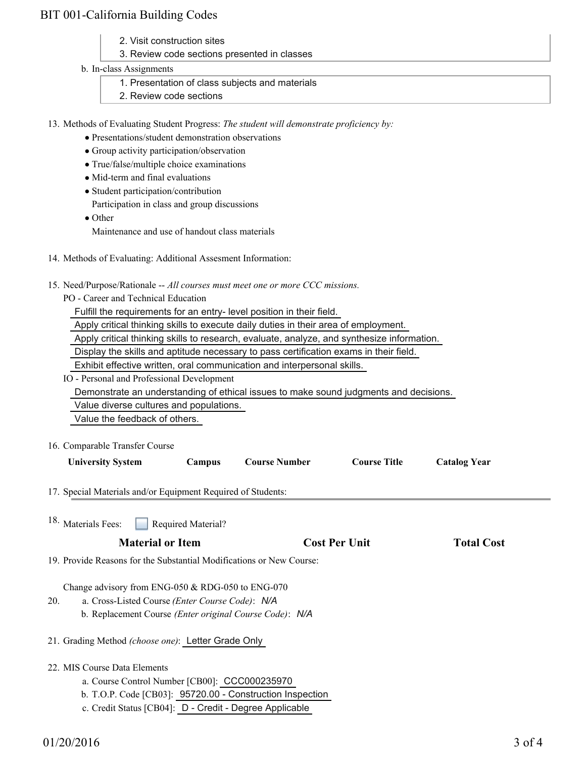2. Visit construction sites
3. Review code sections presented in classes

b. In-class Assignments

1. Presentation of class subjects and materials
2. Review code sections

13. Methods of Evaluating Student Progress: *The student will demonstrate proficiency by:*
    - Presentations/student demonstration observations
    - Group activity participation/observation
    - True/false/multiple choice examinations
    - Mid-term and final evaluations
    - Student participation/contribution
      Participation in class and group discussions
    - Other
      Maintenance and use of handout class materials

14. Methods of Evaluating: Additional Assesment Information:

15. Need/Purpose/Rationale -- *All courses must meet one or more CCC missions.*

    PO - Career and Technical Education

    Fulfill the requirements for an entry- level position in their field.

    Apply critical thinking skills to execute daily duties in their area of employment.

    Apply critical thinking skills to research, evaluate, analyze, and synthesize information.

    Display the skills and aptitude necessary to pass certification exams in their field.

    Exhibit effective written, oral communication and interpersonal skills.

    IO - Personal and Professional Development

    Demonstrate an understanding of ethical issues to make sound judgments and decisions.

    Value diverse cultures and populations.

    Value the feedback of others.

16. Comparable Transfer Course

| University System | Campus | Course Number | Course Title | Catalog Year |
| --- | --- | --- | --- | --- |

17. Special Materials and/or Equipment Required of Students:

18. Materials Fees: ☐ Required Material?

| Material or Item | Cost Per Unit | Total Cost |
| --- | --- | --- |

19. Provide Reasons for the Substantial Modifications or New Course:

    Change advisory from ENG-050 & RDG-050 to ENG-070

20. a. Cross-Listed Course *(Enter Course Code)*: *N/A*
    b. Replacement Course *(Enter original Course Code)*: *N/A*

21. Grading Method *(choose one)*: Letter Grade Only

22. MIS Course Data Elements
    a. Course Control Number [CB00]: CCC000235970
    b. T.O.P. Code [CB03]: 95720.00 - Construction Inspection
    c. Credit Status [CB04]: D - Credit - Degree Applicable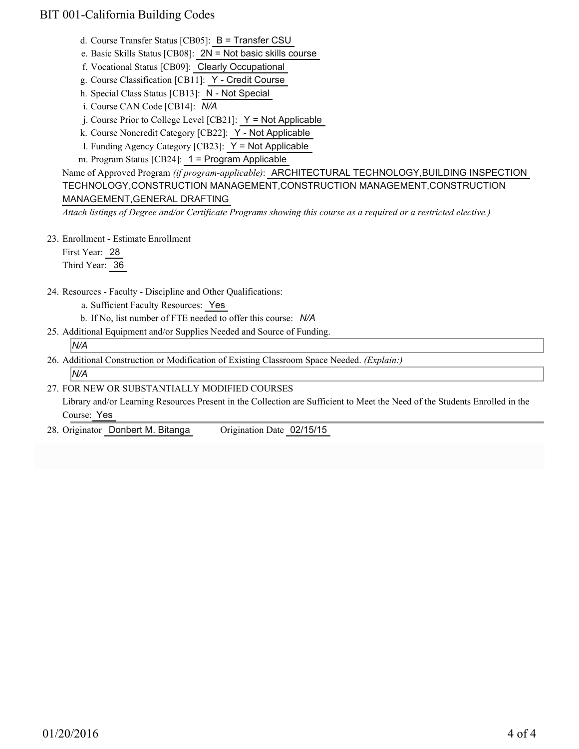d. Course Transfer Status [CB05]: B = Transfer CSU
e. Basic Skills Status [CB08]: 2N = Not basic skills course
f. Vocational Status [CB09]: Clearly Occupational
g. Course Classification [CB11]: Y - Credit Course
h. Special Class Status [CB13]: N - Not Special
i. Course CAN Code [CB14]: *N/A*
j. Course Prior to College Level [CB21]: Y = Not Applicable
k. Course Noncredit Category [CB22]: Y - Not Applicable
l. Funding Agency Category [CB23]: Y = Not Applicable
m. Program Status [CB24]: 1 = Program Applicable

Name of Approved Program *(if program-applicable)*: ARCHITECTURAL TECHNOLOGY,BUILDING INSPECTION TECHNOLOGY,CONSTRUCTION MANAGEMENT,CONSTRUCTION MANAGEMENT,CONSTRUCTION MANAGEMENT,GENERAL DRAFTING

*Attach listings of Degree and/or Certificate Programs showing this course as a required or a restricted elective.)*

23. Enrollment - Estimate Enrollment
    First Year: 28
    Third Year: 36

24. Resources - Faculty - Discipline and Other Qualifications:
    a. Sufficient Faculty Resources: Yes
    b. If No, list number of FTE needed to offer this course: *N/A*

25. Additional Equipment and/or Supplies Needed and Source of Funding.
    *N/A*

26. Additional Construction or Modification of Existing Classroom Space Needed. *(Explain:)*
    *N/A*

27. FOR NEW OR SUBSTANTIALLY MODIFIED COURSES
    Library and/or Learning Resources Present in the Collection are Sufficient to Meet the Need of the Students Enrolled in the Course: Yes

28. Originator Donbert M. Bitanga Origination Date 02/15/15